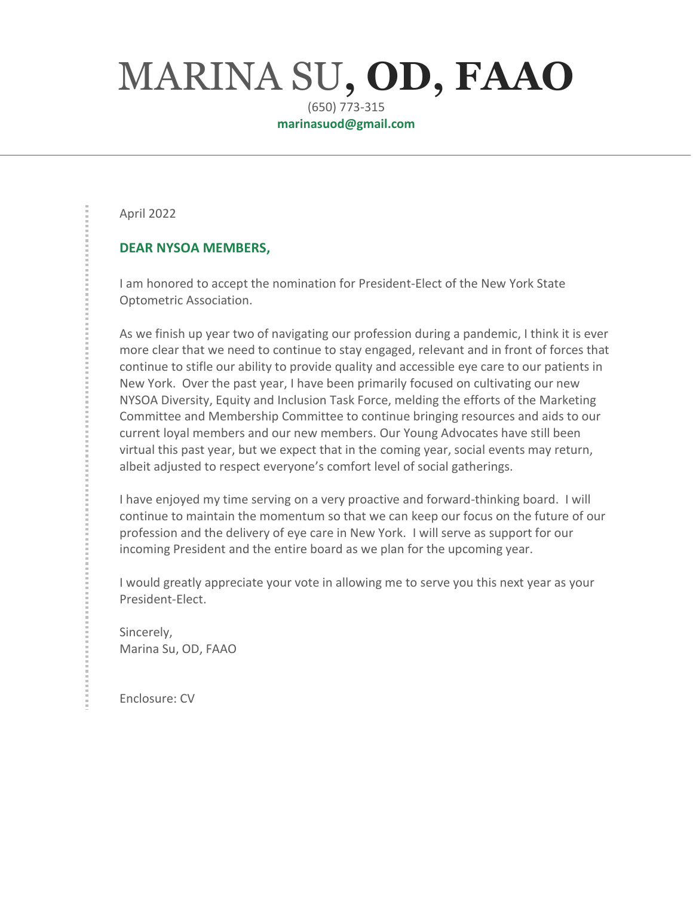# MARINA SU, OD, FAAO

(650) 773-315
**marinasuod@gmail.com**

---

April 2022

**DEAR NYSOA MEMBERS,**

I am honored to accept the nomination for President-Elect of the New York State Optometric Association.

As we finish up year two of navigating our profession during a pandemic, I think it is ever more clear that we need to continue to stay engaged, relevant and in front of forces that continue to stifle our ability to provide quality and accessible eye care to our patients in New York. Over the past year, I have been primarily focused on cultivating our new NYSOA Diversity, Equity and Inclusion Task Force, melding the efforts of the Marketing Committee and Membership Committee to continue bringing resources and aids to our current loyal members and our new members. Our Young Advocates have still been virtual this past year, but we expect that in the coming year, social events may return, albeit adjusted to respect everyone's comfort level of social gatherings.

I have enjoyed my time serving on a very proactive and forward-thinking board. I will continue to maintain the momentum so that we can keep our focus on the future of our profession and the delivery of eye care in New York. I will serve as support for our incoming President and the entire board as we plan for the upcoming year.

I would greatly appreciate your vote in allowing me to serve you this next year as your President-Elect.

Sincerely,
Marina Su, OD, FAAO

Enclosure: CV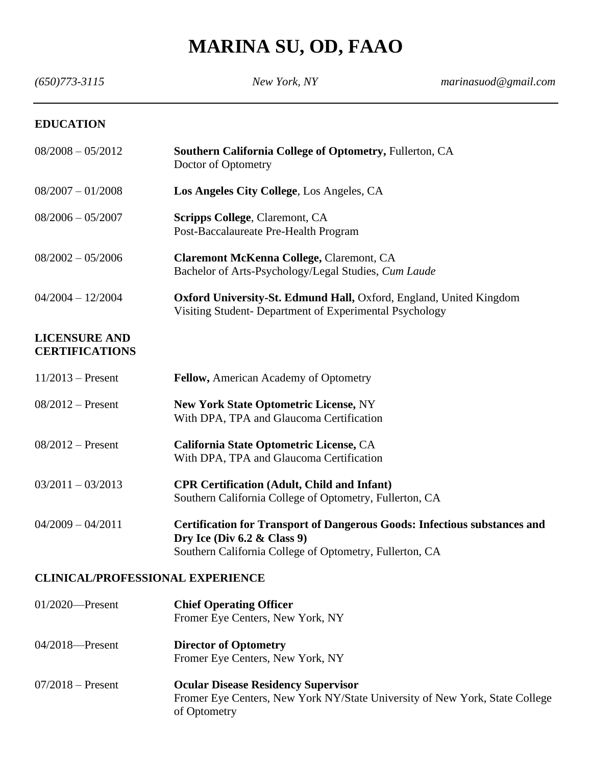# MARINA SU, OD, FAAO

*(650)773-3115* *New York, NY* *marinasuod@gmail.com*

---

## EDUCATION

08/2008 – 05/2012 **Southern California College of Optometry,** Fullerton, CA
Doctor of Optometry

08/2007 – 01/2008 **Los Angeles City College**, Los Angeles, CA

08/2006 – 05/2007 **Scripps College**, Claremont, CA
Post-Baccalaureate Pre-Health Program

08/2002 – 05/2006 **Claremont McKenna College,** Claremont, CA
Bachelor of Arts-Psychology/Legal Studies, *Cum Laude*

04/2004 – 12/2004 **Oxford University-St. Edmund Hall,** Oxford, England, United Kingdom
Visiting Student- Department of Experimental Psychology

## LICENSURE AND CERTIFICATIONS

11/2013 – Present **Fellow,** American Academy of Optometry

08/2012 – Present **New York State Optometric License,** NY
With DPA, TPA and Glaucoma Certification

08/2012 – Present **California State Optometric License,** CA
With DPA, TPA and Glaucoma Certification

03/2011 – 03/2013 **CPR Certification (Adult, Child and Infant)**
Southern California College of Optometry, Fullerton, CA

04/2009 – 04/2011 **Certification for Transport of Dangerous Goods: Infectious substances and Dry Ice (Div 6.2 & Class 9)**
Southern California College of Optometry, Fullerton, CA

## CLINICAL/PROFESSIONAL EXPERIENCE

01/2020—Present **Chief Operating Officer**
Fromer Eye Centers, New York, NY

04/2018—Present **Director of Optometry**
Fromer Eye Centers, New York, NY

07/2018 – Present **Ocular Disease Residency Supervisor**
Fromer Eye Centers, New York NY/State University of New York, State College of Optometry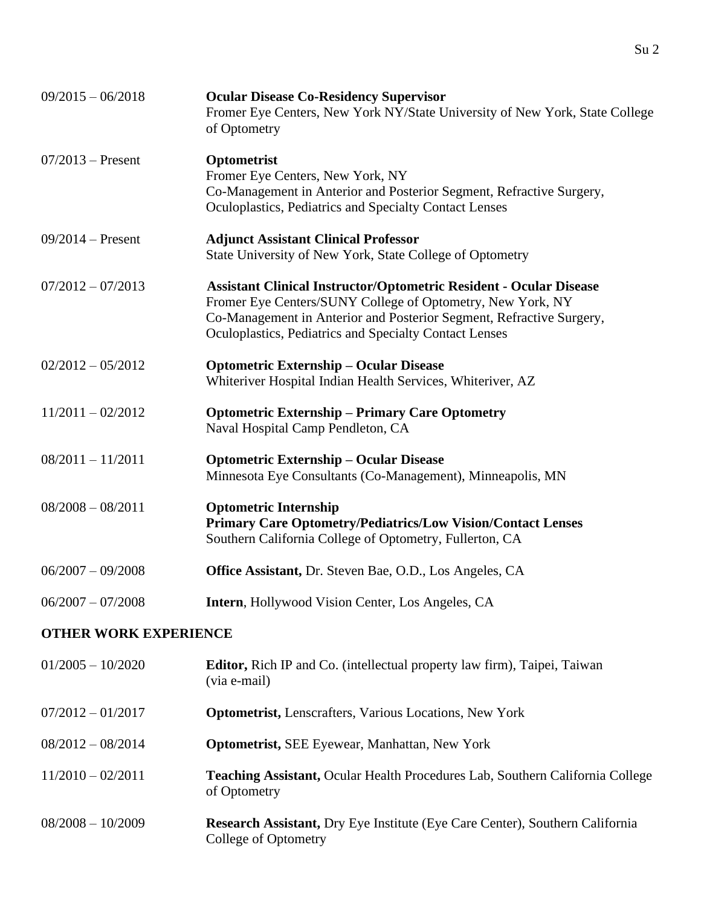09/2015 – 06/2018 **Ocular Disease Co-Residency Supervisor**
Fromer Eye Centers, New York NY/State University of New York, State College of Optometry

07/2013 – Present **Optometrist**
Fromer Eye Centers, New York, NY
Co-Management in Anterior and Posterior Segment, Refractive Surgery, Oculoplastics, Pediatrics and Specialty Contact Lenses

09/2014 – Present **Adjunct Assistant Clinical Professor**
State University of New York, State College of Optometry

07/2012 – 07/2013 **Assistant Clinical Instructor/Optometric Resident - Ocular Disease**
Fromer Eye Centers/SUNY College of Optometry, New York, NY
Co-Management in Anterior and Posterior Segment, Refractive Surgery, Oculoplastics, Pediatrics and Specialty Contact Lenses

02/2012 – 05/2012 **Optometric Externship – Ocular Disease**
Whiteriver Hospital Indian Health Services, Whiteriver, AZ

11/2011 – 02/2012 **Optometric Externship – Primary Care Optometry**
Naval Hospital Camp Pendleton, CA

08/2011 – 11/2011 **Optometric Externship – Ocular Disease**
Minnesota Eye Consultants (Co-Management), Minneapolis, MN

08/2008 – 08/2011 **Optometric Internship**
**Primary Care Optometry/Pediatrics/Low Vision/Contact Lenses**
Southern California College of Optometry, Fullerton, CA

06/2007 – 09/2008 **Office Assistant,** Dr. Steven Bae, O.D., Los Angeles, CA

06/2007 – 07/2008 **Intern**, Hollywood Vision Center, Los Angeles, CA

## OTHER WORK EXPERIENCE

01/2005 – 10/2020 **Editor,** Rich IP and Co. (intellectual property law firm), Taipei, Taiwan (via e-mail)

07/2012 – 01/2017 **Optometrist,** Lenscrafters, Various Locations, New York

08/2012 – 08/2014 **Optometrist,** SEE Eyewear, Manhattan, New York

11/2010 – 02/2011 **Teaching Assistant,** Ocular Health Procedures Lab, Southern California College of Optometry

08/2008 – 10/2009 **Research Assistant,** Dry Eye Institute (Eye Care Center), Southern California College of Optometry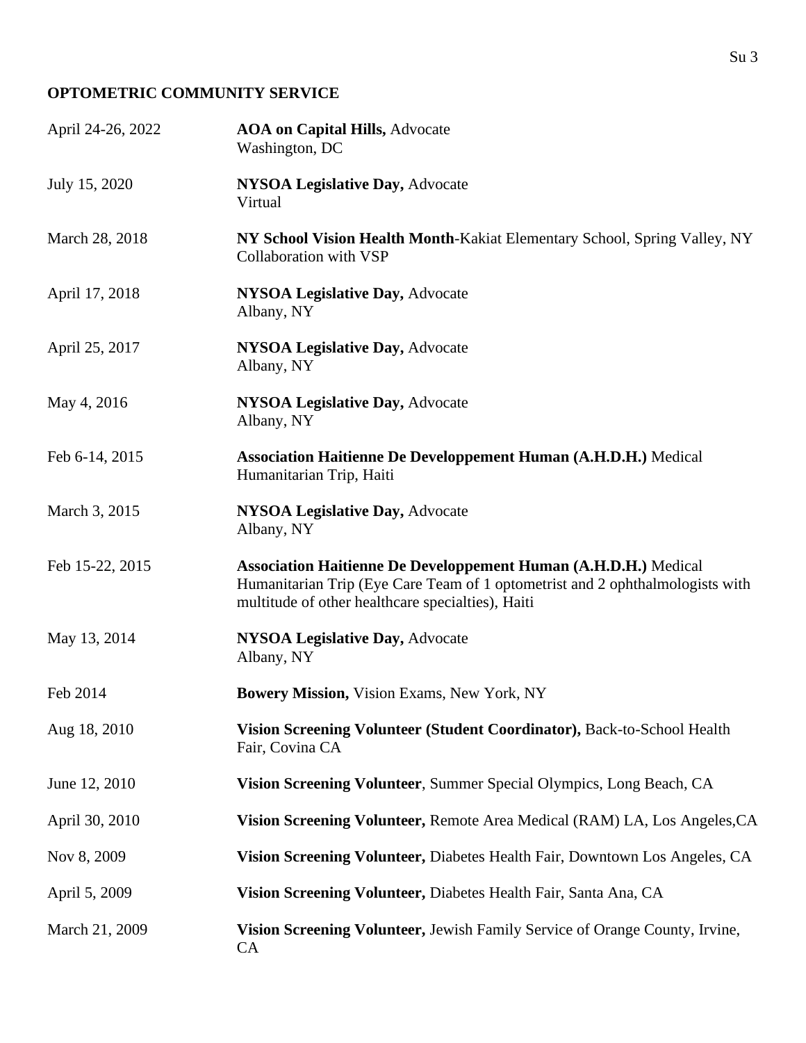## OPTOMETRIC COMMUNITY SERVICE

| | |
|---|---|
| April 24-26, 2022 | **AOA on Capital Hills,** Advocate<br>Washington, DC |
| July 15, 2020 | **NYSOA Legislative Day,** Advocate<br>Virtual |
| March 28, 2018 | **NY School Vision Health Month**-Kakiat Elementary School, Spring Valley, NY<br>Collaboration with VSP |
| April 17, 2018 | **NYSOA Legislative Day,** Advocate<br>Albany, NY |
| April 25, 2017 | **NYSOA Legislative Day,** Advocate<br>Albany, NY |
| May 4, 2016 | **NYSOA Legislative Day,** Advocate<br>Albany, NY |
| Feb 6-14, 2015 | **Association Haitienne De Developpement Human (A.H.D.H.)** Medical Humanitarian Trip, Haiti |
| March 3, 2015 | **NYSOA Legislative Day,** Advocate<br>Albany, NY |
| Feb 15-22, 2015 | **Association Haitienne De Developpement Human (A.H.D.H.)** Medical Humanitarian Trip (Eye Care Team of 1 optometrist and 2 ophthalmologists with multitude of other healthcare specialties), Haiti |
| May 13, 2014 | **NYSOA Legislative Day,** Advocate<br>Albany, NY |
| Feb 2014 | **Bowery Mission,** Vision Exams, New York, NY |
| Aug 18, 2010 | **Vision Screening Volunteer (Student Coordinator),** Back-to-School Health Fair, Covina CA |
| June 12, 2010 | **Vision Screening Volunteer**, Summer Special Olympics, Long Beach, CA |
| April 30, 2010 | **Vision Screening Volunteer,** Remote Area Medical (RAM) LA, Los Angeles,CA |
| Nov 8, 2009 | **Vision Screening Volunteer,** Diabetes Health Fair, Downtown Los Angeles, CA |
| April 5, 2009 | **Vision Screening Volunteer,** Diabetes Health Fair, Santa Ana, CA |
| March 21, 2009 | **Vision Screening Volunteer,** Jewish Family Service of Orange County, Irvine, CA |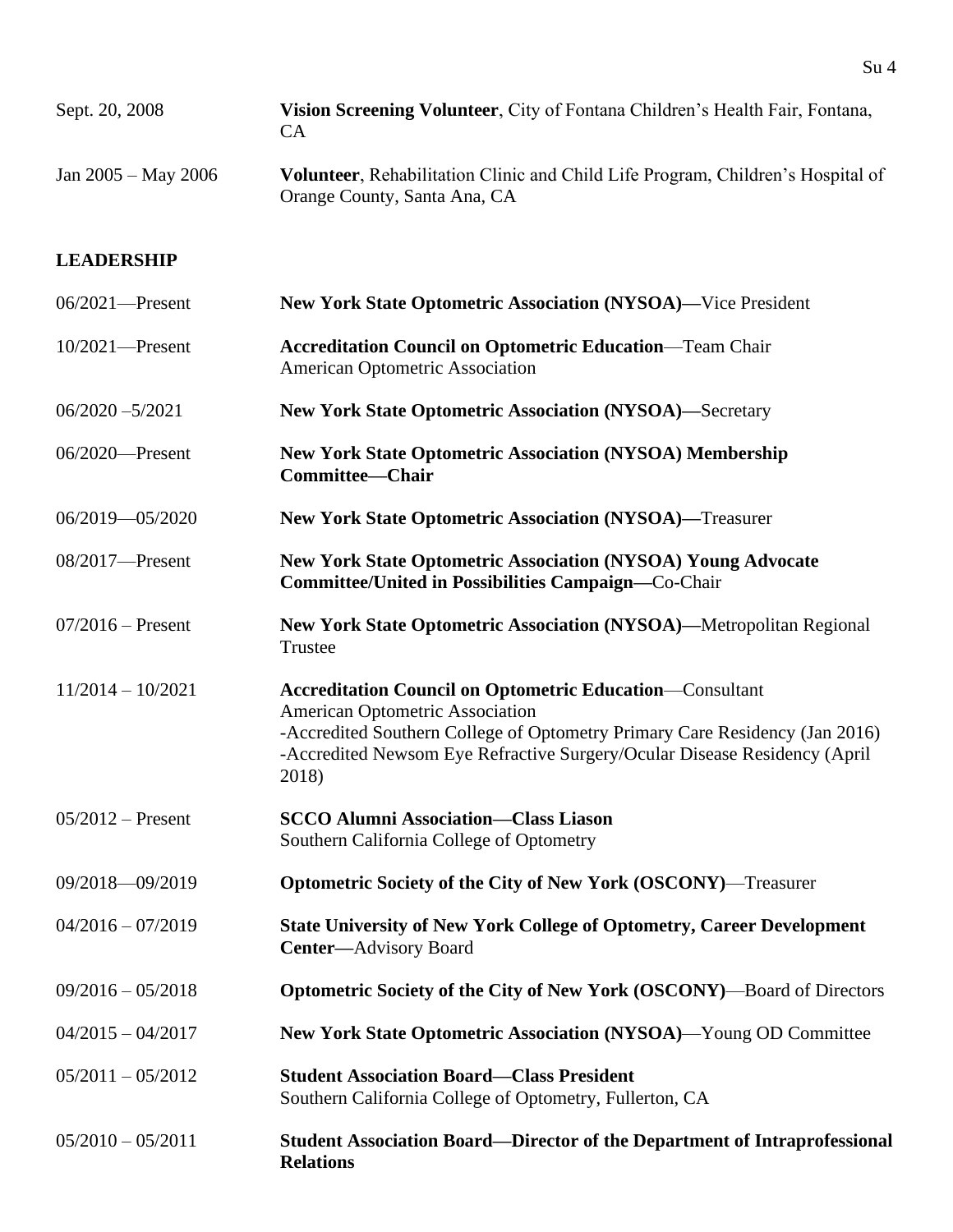Sept. 20, 2008 — **Vision Screening Volunteer**, City of Fontana Children's Health Fair, Fontana, CA

Jan 2005 – May 2006 — **Volunteer**, Rehabilitation Clinic and Child Life Program, Children's Hospital of Orange County, Santa Ana, CA

## LEADERSHIP

06/2021—Present — **New York State Optometric Association (NYSOA)—**Vice President

10/2021—Present — **Accreditation Council on Optometric Education**—Team Chair
American Optometric Association

06/2020 –5/2021 — **New York State Optometric Association (NYSOA)—**Secretary

06/2020—Present — **New York State Optometric Association (NYSOA) Membership Committee—Chair**

06/2019—05/2020 — **New York State Optometric Association (NYSOA)—**Treasurer

08/2017—Present — **New York State Optometric Association (NYSOA) Young Advocate Committee/United in Possibilities Campaign—**Co-Chair

07/2016 – Present — **New York State Optometric Association (NYSOA)—**Metropolitan Regional Trustee

11/2014 – 10/2021 — **Accreditation Council on Optometric Education**—Consultant
American Optometric Association
-Accredited Southern College of Optometry Primary Care Residency (Jan 2016)
-Accredited Newsom Eye Refractive Surgery/Ocular Disease Residency (April 2018)

05/2012 – Present — **SCCO Alumni Association—Class Liason**
Southern California College of Optometry

09/2018—09/2019 — **Optometric Society of the City of New York (OSCONY)**—Treasurer

04/2016 – 07/2019 — **State University of New York College of Optometry, Career Development Center—**Advisory Board

09/2016 – 05/2018 — **Optometric Society of the City of New York (OSCONY)**—Board of Directors

04/2015 – 04/2017 — **New York State Optometric Association (NYSOA)**—Young OD Committee

05/2011 – 05/2012 — **Student Association Board—Class President**
Southern California College of Optometry, Fullerton, CA

05/2010 – 05/2011 — **Student Association Board—Director of the Department of Intraprofessional Relations**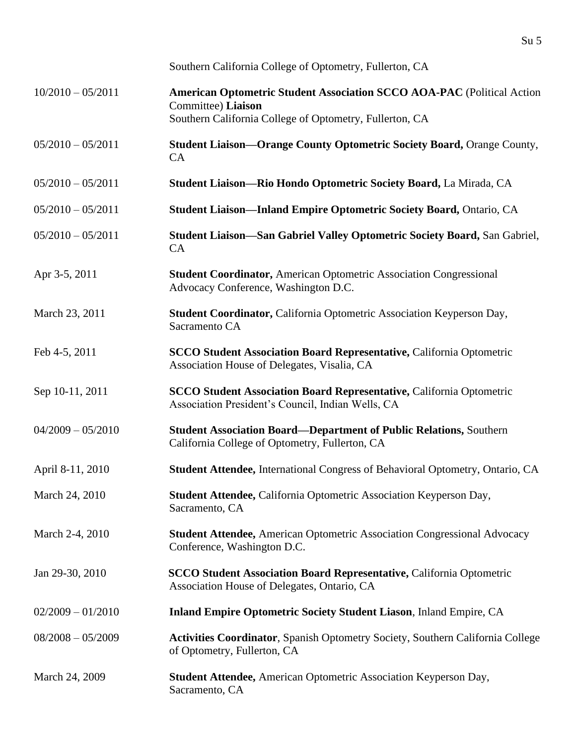| | |
|---|---|
| | Southern California College of Optometry, Fullerton, CA |
| 10/2010 – 05/2011 | **American Optometric Student Association SCCO AOA-PAC** (Political Action Committee) **Liaison**<br>Southern California College of Optometry, Fullerton, CA |
| 05/2010 – 05/2011 | **Student Liaison—Orange County Optometric Society Board,** Orange County, CA |
| 05/2010 – 05/2011 | **Student Liaison—Rio Hondo Optometric Society Board,** La Mirada, CA |
| 05/2010 – 05/2011 | **Student Liaison—Inland Empire Optometric Society Board,** Ontario, CA |
| 05/2010 – 05/2011 | **Student Liaison—San Gabriel Valley Optometric Society Board,** San Gabriel, CA |
| Apr 3-5, 2011 | **Student Coordinator,** American Optometric Association Congressional Advocacy Conference, Washington D.C. |
| March 23, 2011 | **Student Coordinator,** California Optometric Association Keyperson Day, Sacramento CA |
| Feb 4-5, 2011 | **SCCO Student Association Board Representative,** California Optometric Association House of Delegates, Visalia, CA |
| Sep 10-11, 2011 | **SCCO Student Association Board Representative,** California Optometric Association President's Council, Indian Wells, CA |
| 04/2009 – 05/2010 | **Student Association Board—Department of Public Relations,** Southern California College of Optometry, Fullerton, CA |
| April 8-11, 2010 | **Student Attendee,** International Congress of Behavioral Optometry, Ontario, CA |
| March 24, 2010 | **Student Attendee,** California Optometric Association Keyperson Day, Sacramento, CA |
| March 2-4, 2010 | **Student Attendee,** American Optometric Association Congressional Advocacy Conference, Washington D.C. |
| Jan 29-30, 2010 | **SCCO Student Association Board Representative,** California Optometric Association House of Delegates, Ontario, CA |
| 02/2009 – 01/2010 | **Inland Empire Optometric Society Student Liason**, Inland Empire, CA |
| 08/2008 – 05/2009 | **Activities Coordinator**, Spanish Optometry Society, Southern California College of Optometry, Fullerton, CA |
| March 24, 2009 | **Student Attendee,** American Optometric Association Keyperson Day, Sacramento, CA |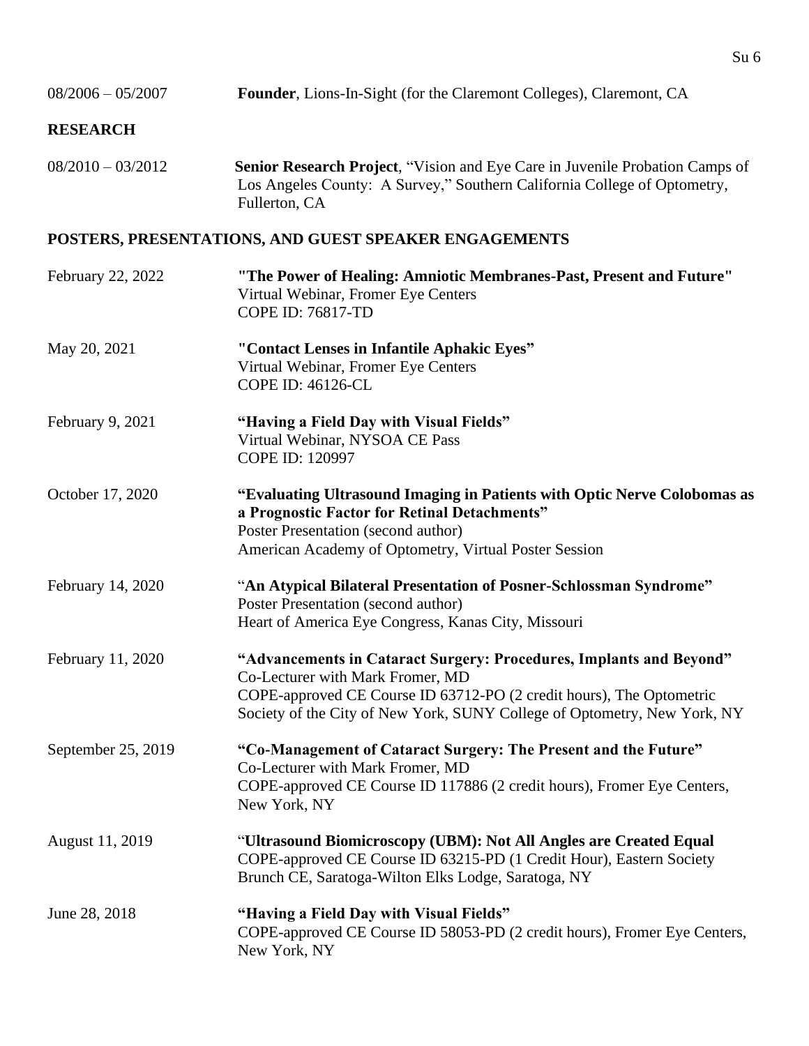08/2006 – 05/2007 **Founder**, Lions-In-Sight (for the Claremont Colleges), Claremont, CA

## RESEARCH

08/2010 – 03/2012 **Senior Research Project**, "Vision and Eye Care in Juvenile Probation Camps of Los Angeles County: A Survey," Southern California College of Optometry, Fullerton, CA

## POSTERS, PRESENTATIONS, AND GUEST SPEAKER ENGAGEMENTS

February 22, 2022 **"The Power of Healing: Amniotic Membranes-Past, Present and Future"**
Virtual Webinar, Fromer Eye Centers
COPE ID: 76817-TD

May 20, 2021 **"Contact Lenses in Infantile Aphakic Eyes"**
Virtual Webinar, Fromer Eye Centers
COPE ID: 46126-CL

February 9, 2021 **"Having a Field Day with Visual Fields"**
Virtual Webinar, NYSOA CE Pass
COPE ID: 120997

October 17, 2020 **"Evaluating Ultrasound Imaging in Patients with Optic Nerve Colobomas as a Prognostic Factor for Retinal Detachments"**
Poster Presentation (second author)
American Academy of Optometry, Virtual Poster Session

February 14, 2020 "**An Atypical Bilateral Presentation of Posner-Schlossman Syndrome"**
Poster Presentation (second author)
Heart of America Eye Congress, Kanas City, Missouri

February 11, 2020 **"Advancements in Cataract Surgery: Procedures, Implants and Beyond"**
Co-Lecturer with Mark Fromer, MD
COPE-approved CE Course ID 63712-PO (2 credit hours), The Optometric Society of the City of New York, SUNY College of Optometry, New York, NY

September 25, 2019 **"Co-Management of Cataract Surgery: The Present and the Future"**
Co-Lecturer with Mark Fromer, MD
COPE-approved CE Course ID 117886 (2 credit hours), Fromer Eye Centers, New York, NY

August 11, 2019 "**Ultrasound Biomicroscopy (UBM): Not All Angles are Created Equal**
COPE-approved CE Course ID 63215-PD (1 Credit Hour), Eastern Society Brunch CE, Saratoga-Wilton Elks Lodge, Saratoga, NY

June 28, 2018 **"Having a Field Day with Visual Fields"**
COPE-approved CE Course ID 58053-PD (2 credit hours), Fromer Eye Centers, New York, NY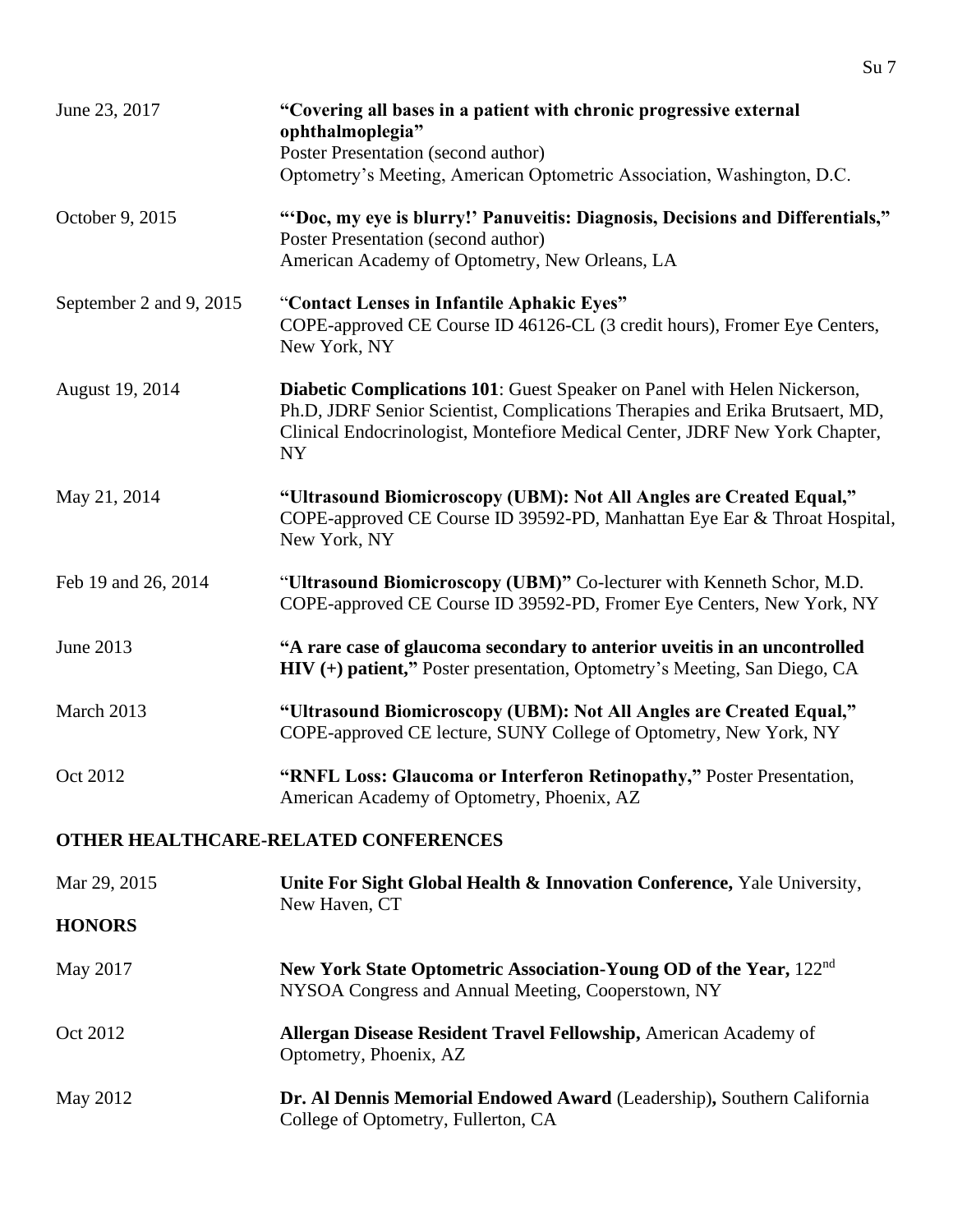June 23, 2017 — **"Covering all bases in a patient with chronic progressive external ophthalmoplegia"**
Poster Presentation (second author)
Optometry's Meeting, American Optometric Association, Washington, D.C.

October 9, 2015 — **"'Doc, my eye is blurry!' Panuveitis: Diagnosis, Decisions and Differentials,"**
Poster Presentation (second author)
American Academy of Optometry, New Orleans, LA

September 2 and 9, 2015 — "**Contact Lenses in Infantile Aphakic Eyes"**
COPE-approved CE Course ID 46126-CL (3 credit hours), Fromer Eye Centers, New York, NY

August 19, 2014 — **Diabetic Complications 101**: Guest Speaker on Panel with Helen Nickerson, Ph.D, JDRF Senior Scientist, Complications Therapies and Erika Brutsaert, MD, Clinical Endocrinologist, Montefiore Medical Center, JDRF New York Chapter, NY

May 21, 2014 — **"Ultrasound Biomicroscopy (UBM): Not All Angles are Created Equal,"** COPE-approved CE Course ID 39592-PD, Manhattan Eye Ear & Throat Hospital, New York, NY

Feb 19 and 26, 2014 — "**Ultrasound Biomicroscopy (UBM)"** Co-lecturer with Kenneth Schor, M.D. COPE-approved CE Course ID 39592-PD, Fromer Eye Centers, New York, NY

June 2013 — **"A rare case of glaucoma secondary to anterior uveitis in an uncontrolled HIV (+) patient,"** Poster presentation, Optometry's Meeting, San Diego, CA

March 2013 — **"Ultrasound Biomicroscopy (UBM): Not All Angles are Created Equal,"** COPE-approved CE lecture, SUNY College of Optometry, New York, NY

Oct 2012 — **"RNFL Loss: Glaucoma or Interferon Retinopathy,"** Poster Presentation, American Academy of Optometry, Phoenix, AZ

## OTHER HEALTHCARE-RELATED CONFERENCES

Mar 29, 2015 — **Unite For Sight Global Health & Innovation Conference,** Yale University, New Haven, CT

## HONORS

May 2017 — **New York State Optometric Association-Young OD of the Year,** 122nd NYSOA Congress and Annual Meeting, Cooperstown, NY

Oct 2012 — **Allergan Disease Resident Travel Fellowship,** American Academy of Optometry, Phoenix, AZ

May 2012 — **Dr. Al Dennis Memorial Endowed Award** (Leadership)**,** Southern California College of Optometry, Fullerton, CA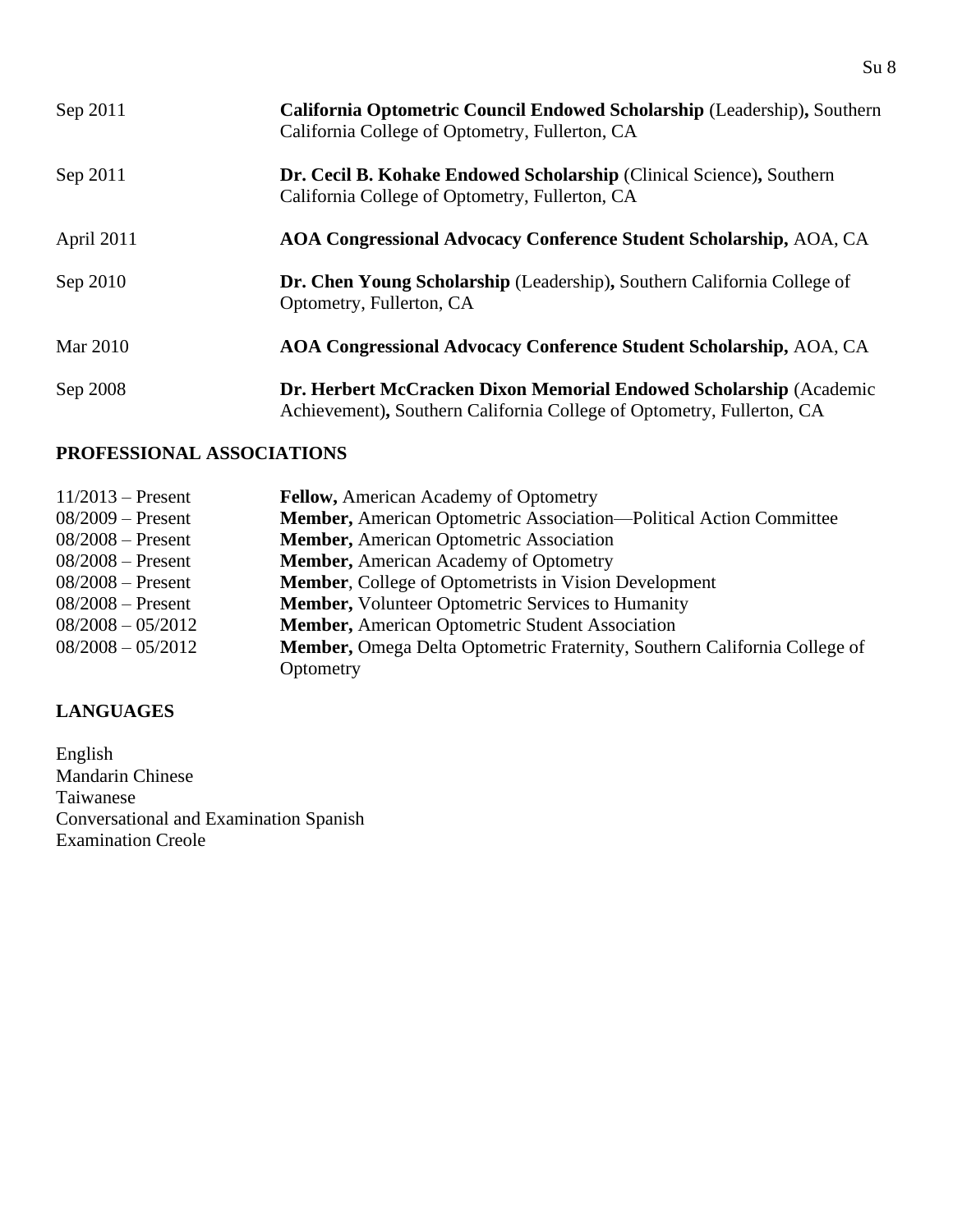| | |
|---|---|
| Sep 2011 | **California Optometric Council Endowed Scholarship** (Leadership)**,** Southern California College of Optometry, Fullerton, CA |
| Sep 2011 | **Dr. Cecil B. Kohake Endowed Scholarship** (Clinical Science)**,** Southern California College of Optometry, Fullerton, CA |
| April 2011 | **AOA Congressional Advocacy Conference Student Scholarship,** AOA, CA |
| Sep 2010 | **Dr. Chen Young Scholarship** (Leadership)**,** Southern California College of Optometry, Fullerton, CA |
| Mar 2010 | **AOA Congressional Advocacy Conference Student Scholarship,** AOA, CA |
| Sep 2008 | **Dr. Herbert McCracken Dixon Memorial Endowed Scholarship** (Academic Achievement)**,** Southern California College of Optometry, Fullerton, CA |

## PROFESSIONAL ASSOCIATIONS

| | |
|---|---|
| 11/2013 – Present | **Fellow,** American Academy of Optometry |
| 08/2009 – Present | **Member,** American Optometric Association—Political Action Committee |
| 08/2008 – Present | **Member,** American Optometric Association |
| 08/2008 – Present | **Member,** American Academy of Optometry |
| 08/2008 – Present | **Member**, College of Optometrists in Vision Development |
| 08/2008 – Present | **Member,** Volunteer Optometric Services to Humanity |
| 08/2008 – 05/2012 | **Member,** American Optometric Student Association |
| 08/2008 – 05/2012 | **Member,** Omega Delta Optometric Fraternity, Southern California College of Optometry |

## LANGUAGES

English
Mandarin Chinese
Taiwanese
Conversational and Examination Spanish
Examination Creole